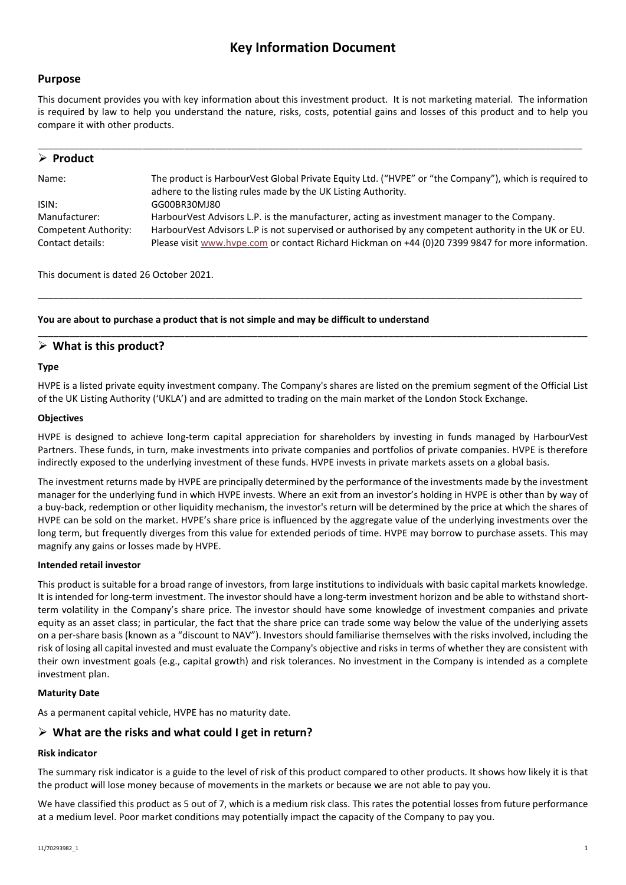# Key Information Document

## Purpose

This document provides you with key information about this investment product. It is not marketing material. The information is required by law to help you understand the nature, risks, costs, potential gains and losses of this product and to help you compare it with other products.

---

## ➢ Product

| | |
|---|---|
| Name: | The product is HarbourVest Global Private Equity Ltd. ("HVPE" or "the Company"), which is required to adhere to the listing rules made by the UK Listing Authority. |
| ISIN: | GG00BR30MJ80 |
| Manufacturer: | HarbourVest Advisors L.P. is the manufacturer, acting as investment manager to the Company. |
| Competent Authority: | HarbourVest Advisors L.P is not supervised or authorised by any competent authority in the UK or EU. |
| Contact details: | Please visit www.hvpe.com or contact Richard Hickman on +44 (0)20 7399 9847 for more information. |

This document is dated 26 October 2021.

---

**You are about to purchase a product that is not simple and may be difficult to understand**

---

## ➢ What is this product?

**Type**

HVPE is a listed private equity investment company. The Company's shares are listed on the premium segment of the Official List of the UK Listing Authority ('UKLA') and are admitted to trading on the main market of the London Stock Exchange.

**Objectives**

HVPE is designed to achieve long-term capital appreciation for shareholders by investing in funds managed by HarbourVest Partners. These funds, in turn, make investments into private companies and portfolios of private companies. HVPE is therefore indirectly exposed to the underlying investment of these funds. HVPE invests in private markets assets on a global basis.

The investment returns made by HVPE are principally determined by the performance of the investments made by the investment manager for the underlying fund in which HVPE invests. Where an exit from an investor's holding in HVPE is other than by way of a buy-back, redemption or other liquidity mechanism, the investor's return will be determined by the price at which the shares of HVPE can be sold on the market. HVPE's share price is influenced by the aggregate value of the underlying investments over the long term, but frequently diverges from this value for extended periods of time. HVPE may borrow to purchase assets. This may magnify any gains or losses made by HVPE.

**Intended retail investor**

This product is suitable for a broad range of investors, from large institutions to individuals with basic capital markets knowledge. It is intended for long-term investment. The investor should have a long-term investment horizon and be able to withstand short-term volatility in the Company's share price. The investor should have some knowledge of investment companies and private equity as an asset class; in particular, the fact that the share price can trade some way below the value of the underlying assets on a per-share basis (known as a "discount to NAV"). Investors should familiarise themselves with the risks involved, including the risk of losing all capital invested and must evaluate the Company's objective and risks in terms of whether they are consistent with their own investment goals (e.g., capital growth) and risk tolerances. No investment in the Company is intended as a complete investment plan.

**Maturity Date**

As a permanent capital vehicle, HVPE has no maturity date.

## ➢ What are the risks and what could I get in return?

**Risk indicator**

The summary risk indicator is a guide to the level of risk of this product compared to other products. It shows how likely it is that the product will lose money because of movements in the markets or because we are not able to pay you.

We have classified this product as 5 out of 7, which is a medium risk class. This rates the potential losses from future performance at a medium level. Poor market conditions may potentially impact the capacity of the Company to pay you.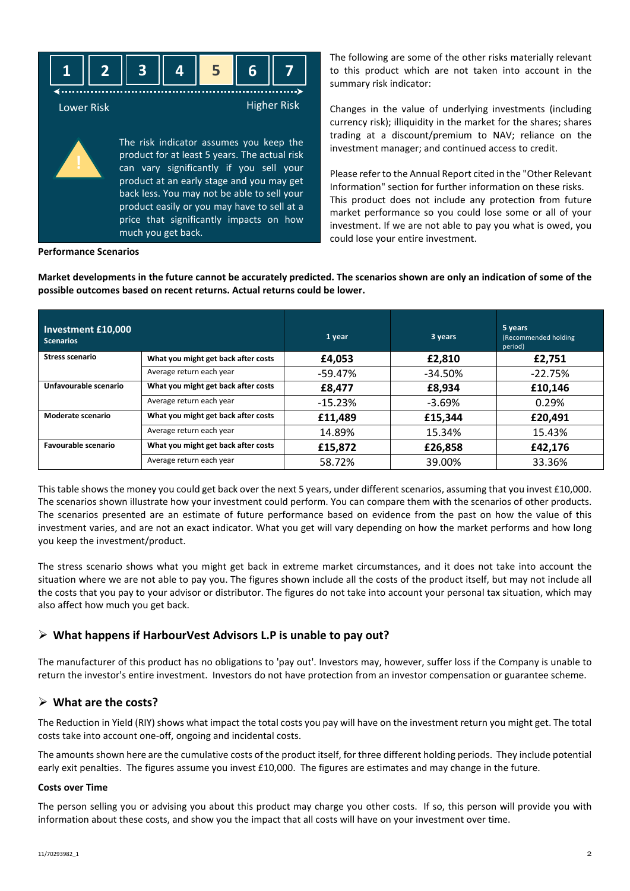| 1 | 2 | 3 | 4 | 5 | 6 | 7 |
|---|---|---|---|---|---|---|

Lower Risk — Higher Risk

The risk indicator assumes you keep the product for at least 5 years. The actual risk can vary significantly if you sell your product at an early stage and you may get back less. You may not be able to sell your product easily or you may have to sell at a price that significantly impacts on how much you get back.

The following are some of the other risks materially relevant to this product which are not taken into account in the summary risk indicator:

Changes in the value of underlying investments (including currency risk); illiquidity in the market for the shares; shares trading at a discount/premium to NAV; reliance on the investment manager; and continued access to credit.

Please refer to the Annual Report cited in the "Other Relevant Information" section for further information on these risks. This product does not include any protection from future market performance so you could lose some or all of your investment. If we are not able to pay you what is owed, you could lose your entire investment.

**Performance Scenarios**

**Market developments in the future cannot be accurately predicted. The scenarios shown are only an indication of some of the possible outcomes based on recent returns. Actual returns could be lower.**

| **Investment £10,000**<br>**Scenarios** | | **1 year** | **3 years** | **5 years** (Recommended holding period) |
|---|---|---|---|---|
| **Stress scenario** | **What you might get back after costs** | **£4,053** | **£2,810** | **£2,751** |
| | Average return each year | -59.47% | -34.50% | -22.75% |
| **Unfavourable scenario** | **What you might get back after costs** | **£8,477** | **£8,934** | **£10,146** |
| | Average return each year | -15.23% | -3.69% | 0.29% |
| **Moderate scenario** | **What you might get back after costs** | **£11,489** | **£15,344** | **£20,491** |
| | Average return each year | 14.89% | 15.34% | 15.43% |
| **Favourable scenario** | **What you might get back after costs** | **£15,872** | **£26,858** | **£42,176** |
| | Average return each year | 58.72% | 39.00% | 33.36% |

This table shows the money you could get back over the next 5 years, under different scenarios, assuming that you invest £10,000. The scenarios shown illustrate how your investment could perform. You can compare them with the scenarios of other products. The scenarios presented are an estimate of future performance based on evidence from the past on how the value of this investment varies, and are not an exact indicator. What you get will vary depending on how the market performs and how long you keep the investment/product.

The stress scenario shows what you might get back in extreme market circumstances, and it does not take into account the situation where we are not able to pay you. The figures shown include all the costs of the product itself, but may not include all the costs that you pay to your advisor or distributor. The figures do not take into account your personal tax situation, which may also affect how much you get back.

## What happens if HarbourVest Advisors L.P is unable to pay out?

The manufacturer of this product has no obligations to 'pay out'. Investors may, however, suffer loss if the Company is unable to return the investor's entire investment. Investors do not have protection from an investor compensation or guarantee scheme.

## What are the costs?

The Reduction in Yield (RIY) shows what impact the total costs you pay will have on the investment return you might get. The total costs take into account one-off, ongoing and incidental costs.

The amounts shown here are the cumulative costs of the product itself, for three different holding periods. They include potential early exit penalties. The figures assume you invest £10,000. The figures are estimates and may change in the future.

**Costs over Time**

The person selling you or advising you about this product may charge you other costs. If so, this person will provide you with information about these costs, and show you the impact that all costs will have on your investment over time.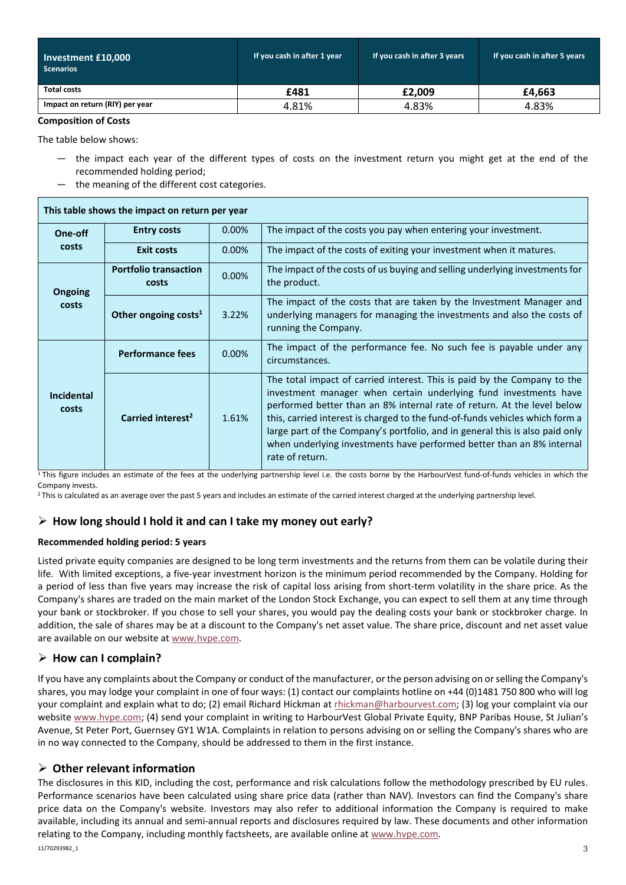| Investment £10,000 Scenarios | If you cash in after 1 year | If you cash in after 3 years | If you cash in after 5 years |
|---|---|---|---|
| Total costs | £481 | £2,009 | £4,663 |
| Impact on return (RIY) per year | 4.81% | 4.83% | 4.83% |

**Composition of Costs**

The table below shows:

- the impact each year of the different types of costs on the investment return you might get at the end of the recommended holding period;
- the meaning of the different cost categories.

| This table shows the impact on return per year | | | |
|---|---|---|---|
| **One-off costs** | **Entry costs** | 0.00% | The impact of the costs you pay when entering your investment. |
| | **Exit costs** | 0.00% | The impact of the costs of exiting your investment when it matures. |
| **Ongoing costs** | **Portfolio transaction costs** | 0.00% | The impact of the costs of us buying and selling underlying investments for the product. |
| | **Other ongoing costs**[1] | 3.22% | The impact of the costs that are taken by the Investment Manager and underlying managers for managing the investments and also the costs of running the Company. |
| **Incidental costs** | **Performance fees** | 0.00% | The impact of the performance fee. No such fee is payable under any circumstances. |
| | **Carried interest**[2] | 1.61% | The total impact of carried interest. This is paid by the Company to the investment manager when certain underlying fund investments have performed better than an 8% internal rate of return. At the level below this, carried interest is charged to the fund-of-funds vehicles which form a large part of the Company's portfolio, and in general this is also paid only when underlying investments have performed better than an 8% internal rate of return. |

[1] This figure includes an estimate of the fees at the underlying partnership level i.e. the costs borne by the HarbourVest fund-of-funds vehicles in which the Company invests.

[2] This is calculated as an average over the past 5 years and includes an estimate of the carried interest charged at the underlying partnership level.

## How long should I hold it and can I take my money out early?

**Recommended holding period: 5 years**

Listed private equity companies are designed to be long term investments and the returns from them can be volatile during their life. With limited exceptions, a five-year investment horizon is the minimum period recommended by the Company. Holding for a period of less than five years may increase the risk of capital loss arising from short-term volatility in the share price. As the Company's shares are traded on the main market of the London Stock Exchange, you can expect to sell them at any time through your bank or stockbroker. If you chose to sell your shares, you would pay the dealing costs your bank or stockbroker charge. In addition, the sale of shares may be at a discount to the Company's net asset value. The share price, discount and net asset value are available on our website at www.hvpe.com.

## How can I complain?

If you have any complaints about the Company or conduct of the manufacturer, or the person advising on or selling the Company's shares, you may lodge your complaint in one of four ways: (1) contact our complaints hotline on +44 (0)1481 750 800 who will log your complaint and explain what to do; (2) email Richard Hickman at rhickman@harbourvest.com; (3) log your complaint via our website www.hvpe.com; (4) send your complaint in writing to HarbourVest Global Private Equity, BNP Paribas House, St Julian's Avenue, St Peter Port, Guernsey GY1 W1A. Complaints in relation to persons advising on or selling the Company's shares who are in no way connected to the Company, should be addressed to them in the first instance.

## Other relevant information

The disclosures in this KID, including the cost, performance and risk calculations follow the methodology prescribed by EU rules. Performance scenarios have been calculated using share price data (rather than NAV). Investors can find the Company's share price data on the Company's website. Investors may also refer to additional information the Company is required to make available, including its annual and semi-annual reports and disclosures required by law. These documents and other information relating to the Company, including monthly factsheets, are available online at www.hvpe.com.

11/70293982_1